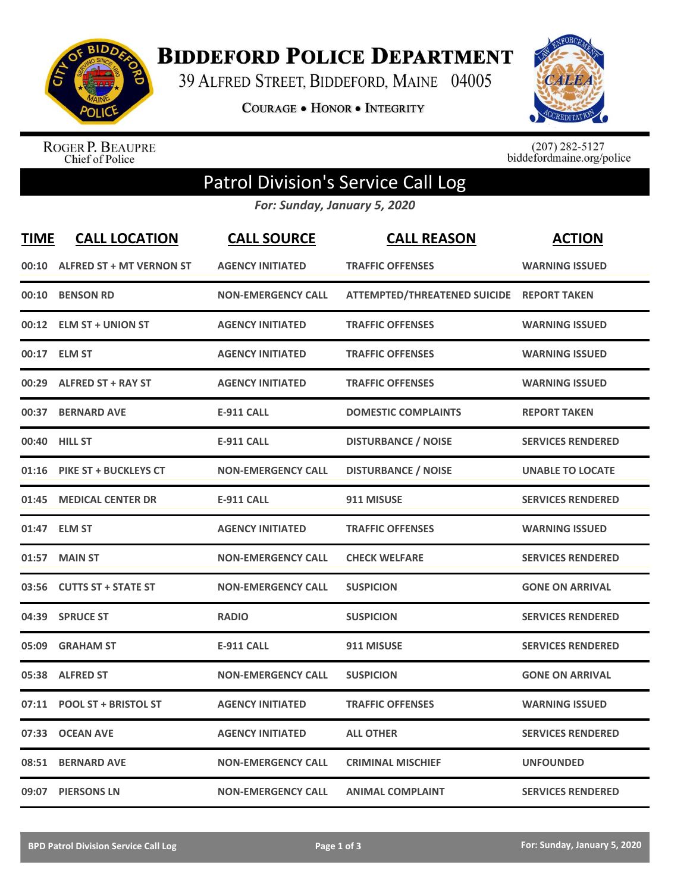# Biddeford Police Department

39 Alfred Street, Biddeford, Maine 04005

Courage • Honor • Integrity

Roger P. Beaupre
Chief of Police

(207) 282-5127
biddefordmaine.org/police

## Patrol Division's Service Call Log

*For: Sunday, January 5, 2020*

| TIME | CALL LOCATION | CALL SOURCE | CALL REASON | ACTION |
|---|---|---|---|---|
| 00:10 | ALFRED ST + MT VERNON ST | AGENCY INITIATED | TRAFFIC OFFENSES | WARNING ISSUED |
| 00:10 | BENSON RD | NON-EMERGENCY CALL | ATTEMPTED/THREATENED SUICIDE | REPORT TAKEN |
| 00:12 | ELM ST + UNION ST | AGENCY INITIATED | TRAFFIC OFFENSES | WARNING ISSUED |
| 00:17 | ELM ST | AGENCY INITIATED | TRAFFIC OFFENSES | WARNING ISSUED |
| 00:29 | ALFRED ST + RAY ST | AGENCY INITIATED | TRAFFIC OFFENSES | WARNING ISSUED |
| 00:37 | BERNARD AVE | E-911 CALL | DOMESTIC COMPLAINTS | REPORT TAKEN |
| 00:40 | HILL ST | E-911 CALL | DISTURBANCE / NOISE | SERVICES RENDERED |
| 01:16 | PIKE ST + BUCKLEYS CT | NON-EMERGENCY CALL | DISTURBANCE / NOISE | UNABLE TO LOCATE |
| 01:45 | MEDICAL CENTER DR | E-911 CALL | 911 MISUSE | SERVICES RENDERED |
| 01:47 | ELM ST | AGENCY INITIATED | TRAFFIC OFFENSES | WARNING ISSUED |
| 01:57 | MAIN ST | NON-EMERGENCY CALL | CHECK WELFARE | SERVICES RENDERED |
| 03:56 | CUTTS ST + STATE ST | NON-EMERGENCY CALL | SUSPICION | GONE ON ARRIVAL |
| 04:39 | SPRUCE ST | RADIO | SUSPICION | SERVICES RENDERED |
| 05:09 | GRAHAM ST | E-911 CALL | 911 MISUSE | SERVICES RENDERED |
| 05:38 | ALFRED ST | NON-EMERGENCY CALL | SUSPICION | GONE ON ARRIVAL |
| 07:11 | POOL ST + BRISTOL ST | AGENCY INITIATED | TRAFFIC OFFENSES | WARNING ISSUED |
| 07:33 | OCEAN AVE | AGENCY INITIATED | ALL OTHER | SERVICES RENDERED |
| 08:51 | BERNARD AVE | NON-EMERGENCY CALL | CRIMINAL MISCHIEF | UNFOUNDED |
| 09:07 | PIERSONS LN | NON-EMERGENCY CALL | ANIMAL COMPLAINT | SERVICES RENDERED |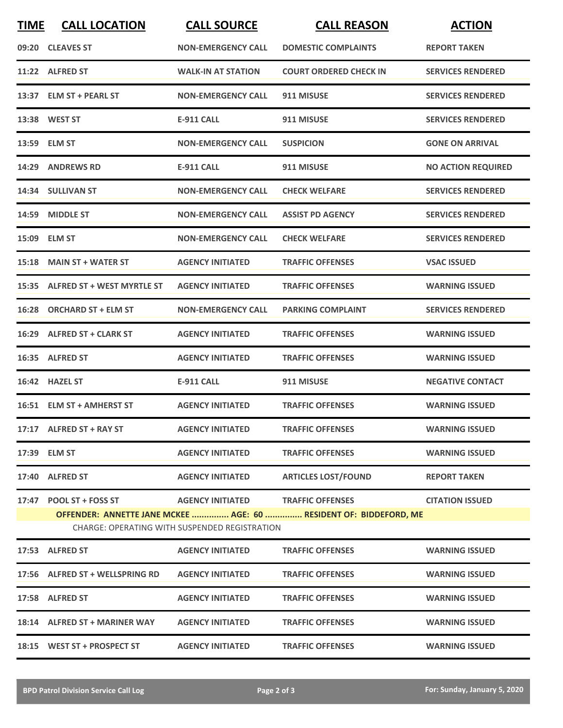| TIME | CALL LOCATION | CALL SOURCE | CALL REASON | ACTION |
|---|---|---|---|---|
| 09:20 | CLEAVES ST | NON-EMERGENCY CALL | DOMESTIC COMPLAINTS | REPORT TAKEN |
| 11:22 | ALFRED ST | WALK-IN AT STATION | COURT ORDERED CHECK IN | SERVICES RENDERED |
| 13:37 | ELM ST + PEARL ST | NON-EMERGENCY CALL | 911 MISUSE | SERVICES RENDERED |
| 13:38 | WEST ST | E-911 CALL | 911 MISUSE | SERVICES RENDERED |
| 13:59 | ELM ST | NON-EMERGENCY CALL | SUSPICION | GONE ON ARRIVAL |
| 14:29 | ANDREWS RD | E-911 CALL | 911 MISUSE | NO ACTION REQUIRED |
| 14:34 | SULLIVAN ST | NON-EMERGENCY CALL | CHECK WELFARE | SERVICES RENDERED |
| 14:59 | MIDDLE ST | NON-EMERGENCY CALL | ASSIST PD AGENCY | SERVICES RENDERED |
| 15:09 | ELM ST | NON-EMERGENCY CALL | CHECK WELFARE | SERVICES RENDERED |
| 15:18 | MAIN ST + WATER ST | AGENCY INITIATED | TRAFFIC OFFENSES | VSAC ISSUED |
| 15:35 | ALFRED ST + WEST MYRTLE ST | AGENCY INITIATED | TRAFFIC OFFENSES | WARNING ISSUED |
| 16:28 | ORCHARD ST + ELM ST | NON-EMERGENCY CALL | PARKING COMPLAINT | SERVICES RENDERED |
| 16:29 | ALFRED ST + CLARK ST | AGENCY INITIATED | TRAFFIC OFFENSES | WARNING ISSUED |
| 16:35 | ALFRED ST | AGENCY INITIATED | TRAFFIC OFFENSES | WARNING ISSUED |
| 16:42 | HAZEL ST | E-911 CALL | 911 MISUSE | NEGATIVE CONTACT |
| 16:51 | ELM ST + AMHERST ST | AGENCY INITIATED | TRAFFIC OFFENSES | WARNING ISSUED |
| 17:17 | ALFRED ST + RAY ST | AGENCY INITIATED | TRAFFIC OFFENSES | WARNING ISSUED |
| 17:39 | ELM ST | AGENCY INITIATED | TRAFFIC OFFENSES | WARNING ISSUED |
| 17:40 | ALFRED ST | AGENCY INITIATED | ARTICLES LOST/FOUND | REPORT TAKEN |
| 17:47 | POOL ST + FOSS ST | AGENCY INITIATED | TRAFFIC OFFENSES | CITATION ISSUED |
| | OFFENDER: ANNETTE JANE MCKEE ............... AGE: 60 ............... RESIDENT OF: BIDDEFORD, ME | | | |
| | CHARGE: OPERATING WITH SUSPENDED REGISTRATION | | | |
| 17:53 | ALFRED ST | AGENCY INITIATED | TRAFFIC OFFENSES | WARNING ISSUED |
| 17:56 | ALFRED ST + WELLSPRING RD | AGENCY INITIATED | TRAFFIC OFFENSES | WARNING ISSUED |
| 17:58 | ALFRED ST | AGENCY INITIATED | TRAFFIC OFFENSES | WARNING ISSUED |
| 18:14 | ALFRED ST + MARINER WAY | AGENCY INITIATED | TRAFFIC OFFENSES | WARNING ISSUED |
| 18:15 | WEST ST + PROSPECT ST | AGENCY INITIATED | TRAFFIC OFFENSES | WARNING ISSUED |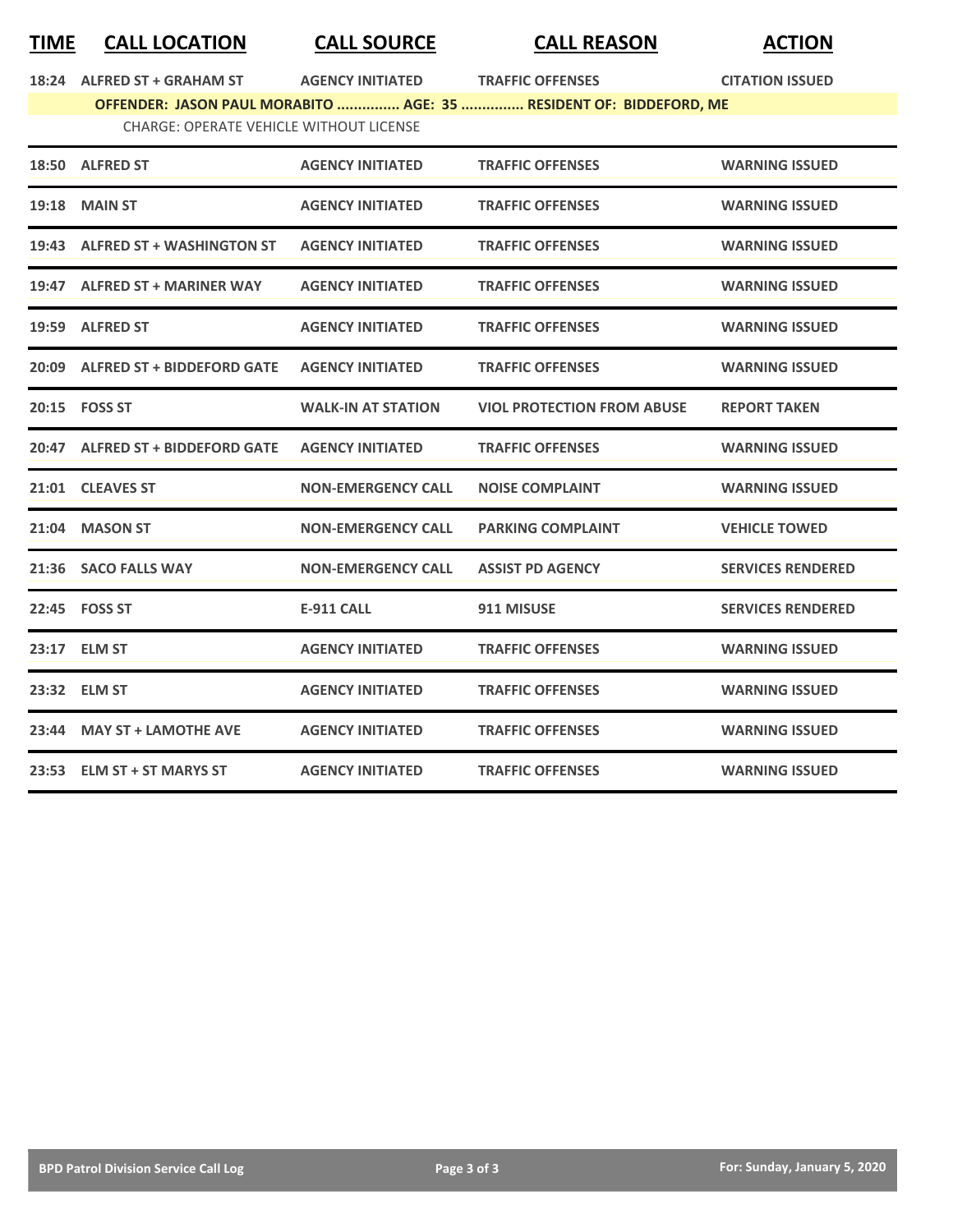| TIME | CALL LOCATION | CALL SOURCE | CALL REASON | ACTION |
|---|---|---|---|---|
| 18:24 | ALFRED ST + GRAHAM ST | AGENCY INITIATED | TRAFFIC OFFENSES | CITATION ISSUED |
| | OFFENDER: JASON PAUL MORABITO ............... AGE: 35 ............... RESIDENT OF: BIDDEFORD, ME | | | |
| | CHARGE: OPERATE VEHICLE WITHOUT LICENSE | | | |
| 18:50 | ALFRED ST | AGENCY INITIATED | TRAFFIC OFFENSES | WARNING ISSUED |
| 19:18 | MAIN ST | AGENCY INITIATED | TRAFFIC OFFENSES | WARNING ISSUED |
| 19:43 | ALFRED ST + WASHINGTON ST | AGENCY INITIATED | TRAFFIC OFFENSES | WARNING ISSUED |
| 19:47 | ALFRED ST + MARINER WAY | AGENCY INITIATED | TRAFFIC OFFENSES | WARNING ISSUED |
| 19:59 | ALFRED ST | AGENCY INITIATED | TRAFFIC OFFENSES | WARNING ISSUED |
| 20:09 | ALFRED ST + BIDDEFORD GATE | AGENCY INITIATED | TRAFFIC OFFENSES | WARNING ISSUED |
| 20:15 | FOSS ST | WALK-IN AT STATION | VIOL PROTECTION FROM ABUSE | REPORT TAKEN |
| 20:47 | ALFRED ST + BIDDEFORD GATE | AGENCY INITIATED | TRAFFIC OFFENSES | WARNING ISSUED |
| 21:01 | CLEAVES ST | NON-EMERGENCY CALL | NOISE COMPLAINT | WARNING ISSUED |
| 21:04 | MASON ST | NON-EMERGENCY CALL | PARKING COMPLAINT | VEHICLE TOWED |
| 21:36 | SACO FALLS WAY | NON-EMERGENCY CALL | ASSIST PD AGENCY | SERVICES RENDERED |
| 22:45 | FOSS ST | E-911 CALL | 911 MISUSE | SERVICES RENDERED |
| 23:17 | ELM ST | AGENCY INITIATED | TRAFFIC OFFENSES | WARNING ISSUED |
| 23:32 | ELM ST | AGENCY INITIATED | TRAFFIC OFFENSES | WARNING ISSUED |
| 23:44 | MAY ST + LAMOTHE AVE | AGENCY INITIATED | TRAFFIC OFFENSES | WARNING ISSUED |
| 23:53 | ELM ST + ST MARYS ST | AGENCY INITIATED | TRAFFIC OFFENSES | WARNING ISSUED |